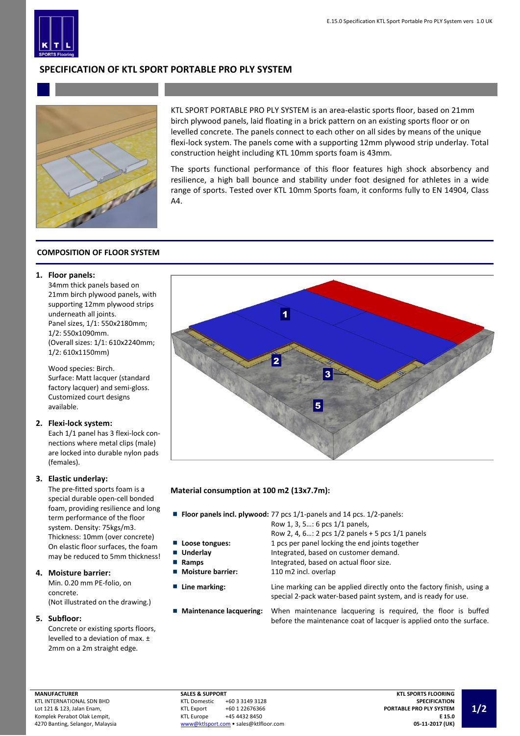# SPECIFICATION OF KTL SPORT PORTABLE PRO PLY SYSTEM

KTL SPORT PORTABLE PRO PLY SYSTEM is an area-elastic sports floor, based on 21mm birch plywood panels, laid floating in a brick pattern on an existing sports floor or on levelled concrete. The panels connect to each other on all sides by means of the unique flexi-lock system. The panels come with a supporting 12mm plywood strip underlay. Total construction height including KTL 10mm sports foam is 43mm.

The sports functional performance of this floor features high shock absorbency and resilience, a high ball bounce and stability under foot designed for athletes in a wide range of sports. Tested over KTL 10mm Sports foam, it conforms fully to EN 14904, Class A4.

## COMPOSITION OF FLOOR SYSTEM

1. **Floor panels:**
   34mm thick panels based on 21mm birch plywood panels, with supporting 12mm plywood strips underneath all joints.
   Panel sizes, 1/1: 550x2180mm; 1/2: 550x1090mm.
   (Overall sizes: 1/1: 610x2240mm; 1/2: 610x1150mm)

   Wood species: Birch.
   Surface: Matt lacquer (standard factory lacquer) and semi-gloss.
   Customized court designs available.

2. **Flexi-lock system:**
   Each 1/1 panel has 3 flexi-lock connections where metal clips (male) are locked into durable nylon pads (females).

3. **Elastic underlay:**
   The pre-fitted sports foam is a special durable open-cell bonded foam, providing resilience and long term performance of the floor system. Density: 75kgs/m3.
   Thickness: 10mm (over concrete)
   On elastic floor surfaces, the foam may be reduced to 5mm thickness!

4. **Moisture barrier:**
   Min. 0.20 mm PE-folio, on concrete.
   (Not illustrated on the drawing.)

5. **Subfloor:**
   Concrete or existing sports floors, levelled to a deviation of max. ± 2mm on a 2m straight edge.

### Material consumption at 100 m2 (13x7.7m):

- **Floor panels incl. plywood:** 77 pcs 1/1-panels and 14 pcs. 1/2-panels:
  Row 1, 3, 5…: 6 pcs 1/1 panels,
  Row 2, 4, 6…: 2 pcs 1/2 panels + 5 pcs 1/1 panels
- **Loose tongues:** 1 pcs per panel locking the end joints together
- **Underlay** Integrated, based on customer demand.
- **Ramps** Integrated, based on actual floor size.
- **Moisture barrier:** 110 m2 incl. overlap
- **Line marking:** Line marking can be applied directly onto the factory finish, using a special 2-pack water-based paint system, and is ready for use.
- **Maintenance lacquering:** When maintenance lacquering is required, the floor is buffed before the maintenance coat of lacquer is applied onto the surface.

**MANUFACTURER**
KTL INTERNATIONAL SDN BHD
Lot 121 & 123, Jalan Enam,
Komplek Perabot Olak Lempit,
4270 Banting, Selangor, Malaysia

**SALES & SUPPORT**
KTL Domestic +60 3 3149 3128
KTL Export +60 1 22676366
KTL Europe +45 4432 8450
www@ktlsport.com • sales@ktlfloor.com

**KTL SPORTS FLOORING SPECIFICATION PORTABLE PRO PLY SYSTEM**
**E 15.0**
**05-11-2017 (UK)**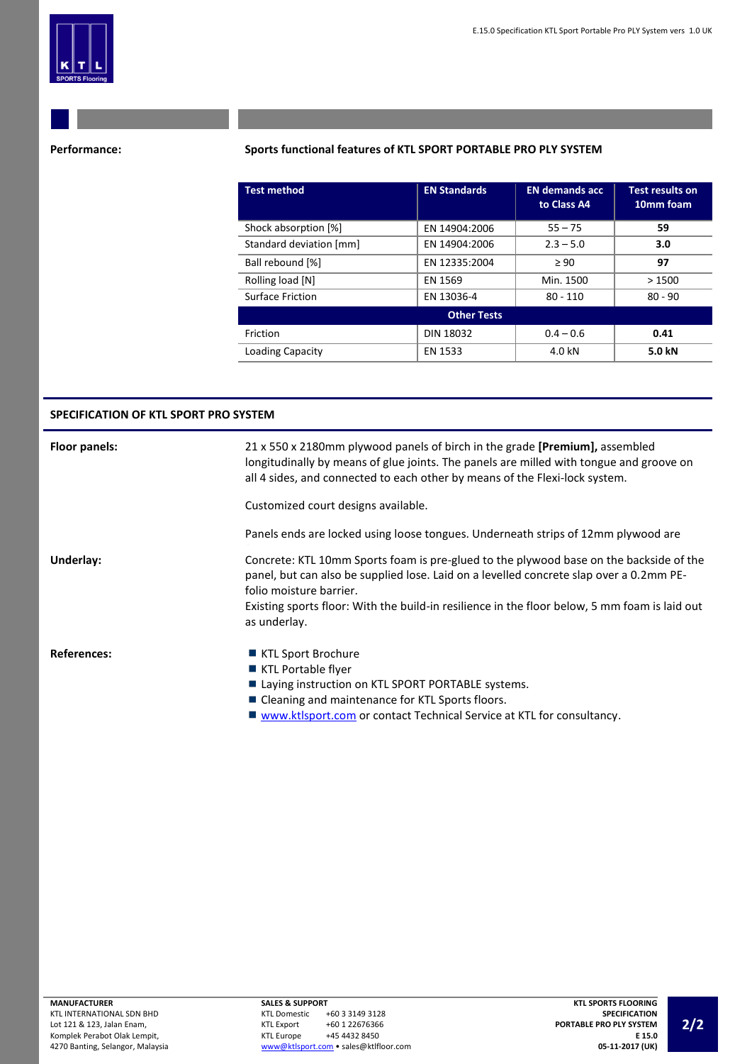**Performance:**

**Sports functional features of KTL SPORT PORTABLE PRO PLY SYSTEM**

| Test method | EN Standards | EN demands acc to Class A4 | Test results on 10mm foam |
|---|---|---|---|
| Shock absorption [%] | EN 14904:2006 | 55 – 75 | **59** |
| Standard deviation [mm] | EN 14904:2006 | 2.3 – 5.0 | **3.0** |
| Ball rebound [%] | EN 12335:2004 | ≥ 90 | **97** |
| Rolling load [N] | EN 1569 | Min. 1500 | > 1500 |
| Surface Friction | EN 13036-4 | 80 - 110 | 80 - 90 |
| **Other Tests** | | | |
| Friction | DIN 18032 | 0.4 – 0.6 | **0.41** |
| Loading Capacity | EN 1533 | 4.0 kN | **5.0 kN** |

## SPECIFICATION OF KTL SPORT PRO SYSTEM

**Floor panels:**

21 x 550 x 2180mm plywood panels of birch in the grade **[Premium],** assembled longitudinally by means of glue joints. The panels are milled with tongue and groove on all 4 sides, and connected to each other by means of the Flexi-lock system.

Customized court designs available.

Panels ends are locked using loose tongues. Underneath strips of 12mm plywood are

**Underlay:**

Concrete: KTL 10mm Sports foam is pre-glued to the plywood base on the backside of the panel, but can also be supplied lose. Laid on a levelled concrete slap over a 0.2mm PE-folio moisture barrier.
Existing sports floor: With the build-in resilience in the floor below, 5 mm foam is laid out as underlay.

**References:**

- KTL Sport Brochure
- KTL Portable flyer
- Laying instruction on KTL SPORT PORTABLE systems.
- Cleaning and maintenance for KTL Sports floors.
- www.ktlsport.com or contact Technical Service at KTL for consultancy.

**MANUFACTURER**
KTL INTERNATIONAL SDN BHD
Lot 121 & 123, Jalan Enam,
Komplek Perabot Olak Lempit,
4270 Banting, Selangor, Malaysia

**SALES & SUPPORT**
KTL Domestic +60 3 3149 3128
KTL Export +60 1 22676366
KTL Europe +45 4432 8450
www@ktlsport.com • sales@ktlfloor.com

**KTL SPORTS FLOORING**
**SPECIFICATION**
**PORTABLE PRO PLY SYSTEM**
**E 15.0**
**05-11-2017 (UK)**